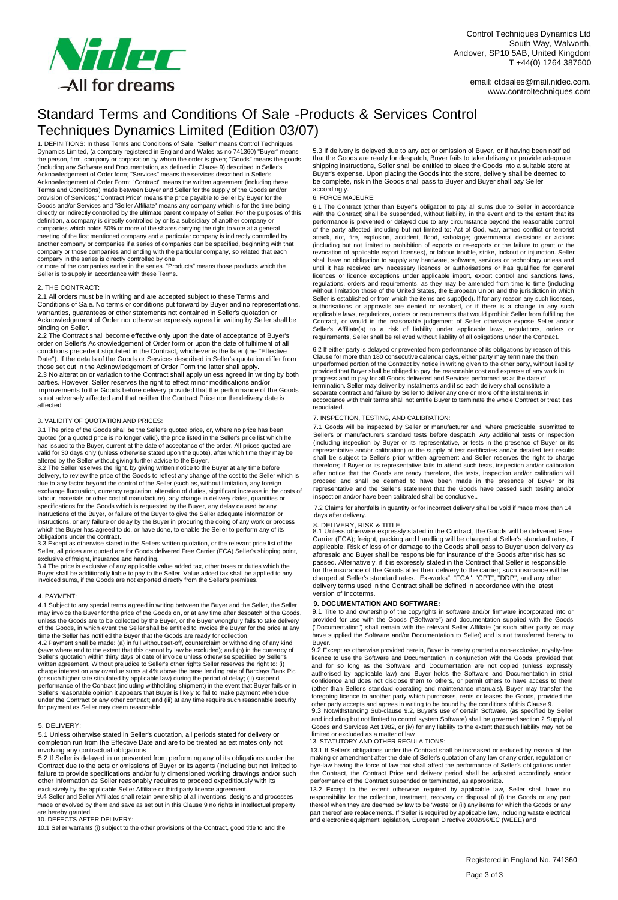Control Techniques Dynamics Ltd
South Way, Walworth,
Andover, SP10 5AB, United Kingdom
T +44(0) 1264 387600

email: ctdsales@mail.nidec.com.
www.controltechniques.com

# Standard Terms and Conditions Of Sale -Products & Services Control Techniques Dynamics Limited (Edition 03/07)

1. DEFINITIONS: In these Terms and Conditions of Sale, "Seller" means Control Techniques Dynamics Limited, (a company registered in England and Wales as no 741360) "Buyer" means the person, firm, company or corporation by whom the order is given; "Goods" means the goods (including any Software and Documentation, as defined in Clause 9) described in Seller's Acknowledgement of Order form; "Services" means the services described in Seller's Acknowledgement of Order Form; "Contract" means the written agreement (including these Terms and Conditions) made between Buyer and Seller for the supply of the Goods and/or provision of Services; "Contract Price" means the price payable to Seller by Buyer for the Goods and/or Services and "Seller Affiliate" means any company which is for the time being directly or indirectly controlled by the ultimate parent company of Seller. For the purposes of this definition, a company is directly controlled by or Is a subsidiary of another company or companies which holds 50% or more of the shares carrying the right to vote at a general meeting of the first mentioned company and a particular company is indirectly controlled by another company or companies if a series of companies can be specified, beginning with that company or those companies and ending with the particular company, so related that each company in the series is directly controlled by one
or more of the companies earlier in the series. "Products" means those products which the Seller is to supply in accordance with these Terms.

2. THE CONTRACT:

2.1 All orders must be in writing and are accepted subject to these Terms and Conditions of Sale. No terms or conditions put forward by Buyer and no representations, warranties, guarantees or other statements not contained in Seller's quotation or Acknowledgement of Order nor otherwise expressly agreed in writing by Seller shall be binding on Seller.

2.2 The Contract shall become effective only upon the date of acceptance of Buyer's order on Seller's Acknowledgement of Order form or upon the date of fulfilment of all conditions precedent stipulated in the Contract, whichever is the later (the "Effective Date"). If the details of the Goods or Services described in Seller's quotation differ from those set out in the Acknowledgement of Order Form the latter shall apply.

2.3 No alteration or variation to the Contract shall apply unless agreed in writing by both parties. However, Seller reserves the right to effect minor modifications and/or improvements to the Goods before delivery provided that the performance of the Goods is not adversely affected and that neither the Contract Price nor the delivery date is affected

3. VALIDITY OF QUOTATION AND PRICES:

3.1 The price of the Goods shall be the Seller's quoted price, or, where no price has been quoted (or a quoted price is no longer valid), the price listed in the Seller's price list which he has issued to the Buyer, current at the date of acceptance of the order. All prices quoted are valid for 30 days only (unless otherwise stated upon the quote), after which time they may be altered by the Seller without giving further advice to the Buyer.

3.2 The Seller reserves the right, by giving written notice to the Buyer at any time before delivery, to review the price of the Goods to reflect any change of the cost to the Seller which is due to any factor beyond the control of the Seller (such as, without limitation, any foreign exchange fluctuation, currency regulation, alteration of duties, significant increase in the costs of labour, materials or other cost of manufacture), any change in delivery dates, quantities or specifications for the Goods which is requested by the Buyer, any delay caused by any instructions of the Buyer, or failure of the Buyer to give the Seller adequate information or instructions, or any failure or delay by the Buyer in procuring the doing of any work or process which the Buyer has agreed to do, or have done, to enable the Seller to perform any of its obligations under the contract..

3.3 Except as otherwise stated in the Sellers written quotation, or the relevant price list of the Seller, all prices are quoted are for Goods delivered Free Carrier (FCA) Seller's shipping point, exclusive of freight, insurance and handling.

3.4 The price is exclusive of any applicable value added tax, other taxes or duties which the Buyer shall be additionally liable to pay to the Seller. Value added tax shall be applied to any invoiced sums, if the Goods are not exported directly from the Seller's premises.

4. PAYMENT:

4.1 Subject to any special terms agreed in writing between the Buyer and the Seller, the Seller may invoice the Buyer for the price of the Goods on, or at any time after despatch of the Goods, unless the Goods are to be collected by the Buyer, or the Buyer wrongfully fails to take delivery of the Goods, in which event the Seller shall be entitled to invoice the Buyer for the price at any time the Seller has notified the Buyer that the Goods are ready for collection.

4.2 Payment shall be made: (a) in full without set-off, counterclaim or withholding of any kind (save where and to the extent that this cannot by law be excluded); and (b) in the currency of Seller's quotation within thirty days of date of invoice unless otherwise specified by Seller's written agreement. Without prejudice to Seller's other rights Seller reserves the right to: (i) charge interest on any overdue sums at 4% above the base lending rate of Barclays Bank Plc (or such higher rate stipulated by applicable law) during the period of delay; (ii) suspend performance of the Contract (including withholding shipment) in the event that Buyer fails or in Seller's reasonable opinion it appears that Buyer is likely to fail to make payment when due under the Contract or any other contract; and (iii) at any time require such reasonable security for payment as Seller may deem reasonable.

5. DELIVERY:

5.1 Unless otherwise stated in Seller's quotation, all periods stated for delivery or completion run from the Effective Date and are to be treated as estimates only not involving any contractual obligations

5.2 If Seller is delayed in or prevented from performing any of its obligations under the Contract due to the acts or omissions of Buyer or its agents (including but not limited to failure to provide specifications and/or fully dimensioned working drawings and/or such other information as Seller reasonably requires to proceed expeditiously with its exclusively by the applicable Seller Affiliate or third party licence agreement.

9.4 Seller and Seller Affiliates shall retain ownership of all inventions, designs and processes made or evolved by them and save as set out in this Clause 9 no rights in intellectual property are hereby granted.

10. DEFECTS AFTER DELIVERY:

10.1 Seller warrants (i) subject to the other provisions of the Contract, good title to and the

5.3 If delivery is delayed due to any act or omission of Buyer, or if having been notified that the Goods are ready for despatch, Buyer fails to take delivery or provide adequate shipping instructions, Seller shall be entitled to place the Goods into a suitable store at Buyer's expense. Upon placing the Goods into the store, delivery shall be deemed to be complete, risk in the Goods shall pass to Buyer and Buyer shall pay Seller accordingly.

6. FORCE MAJEURE:

6.1 The Contract (other than Buyer's obligation to pay all sums due to Seller in accordance with the Contract) shall be suspended, without liability, in the event and to the extent that its performance is prevented or delayed due to any circumstance beyond the reasonable control of the party affected, including but not limited to: Act of God, war, armed conflict or terrorist attack, riot, fire, explosion, accident, flood, sabotage; governmental decisions or actions (including but not limited to prohibition of exports or re-exports or the failure to grant or the revocation of applicable export licenses), or labour trouble, strike, lockout or injunction. Seller shall have no obligation to supply any hardware, software, services or technology unless and until it has received any necessary licences or authorisations or has qualified for general licences or licence exceptions under applicable import, export control and sanctions laws, regulations, orders and requirements, as they may be amended from time to time (including without limitation those of the United States, the European Union and the jurisdiction in which Seller is established or from which the items are supp(led). If for any reason any such licenses, authorisations or approvals are denied or revoked, or if there is a change in any such applicable laws, regulations, orders or requirements that would prohibit Seller from fulfilling the Contract, or would in the reasonable judgement of Seller otherwise expose Seller and/or Seller's Affiliate(s) to a risk of liability under applicable laws, regulations, orders or requirements, Seller shall be relieved without liability of all obligations under the Contract.

6.2 If either party is delayed or prevented from performance of its obligations by reason of this Clause for more than 180 consecutive calendar days, either party may terminate the then unperformed portion of the Contract by notice in writing given to the other party, without liability provided that Buyer shall be obliged to pay the reasonable cost and expense of any work in progress and to pay for all Goods delivered and Services performed as at the date of termination. Seller may deliver by instalments and if so each delivery shall constitute a separate contract and failure by Seller to deliver any one or more of the instalments in accordance with their terms shall not entitle Buyer to terminate the whole Contract or treat it as repudiated.

7. INSPECTION, TESTING, AND CALIBRATION:

7.1 Goods will be inspected by Seller or manufacturer and, where practicable, submitted to Seller's or manufacturers standard tests before despatch. Any additional tests or inspection (including inspection by Buyer or its representative, or tests in the presence of Buyer or its representative and/or calibration) or the supply of test certificates and/or detailed test results shall be subject to Seller's prior written agreement and Seller reserves the right to charge therefore; if Buyer or its representative fails to attend such tests, inspection and/or calibration after notice that the Goods are ready therefore, the tests, inspection and/or calibration will proceed and shall be deemed to have been made in the presence of Buyer or its representative and the Seller's statement that the Goods have passed such testing and/or inspection and/or have been calibrated shall be conclusive..

7.2 Claims for shortfalls in quantity or for incorrect delivery shall be void if made more than 14 days after delivery.

8. DELIVERY, RISK & TITLE:

8.1 Unless otherwise expressly stated in the Contract, the Goods will be delivered Free Carrier (FCA); freight, packing and handling will be charged at Seller's standard rates, if applicable. Risk of loss of or damage to the Goods shall pass to Buyer upon delivery as aforesaid and Buyer shall be responsible for insurance of the Goods after risk has so passed. Alternatively, if it is expressly stated in the Contract that Seller is responsible for the insurance of the Goods after their delivery to the carrier; such insurance will be charged at Seller's standard rates. "Ex-works", "FCA", "CPT", "DDP", and any other delivery terms used in the Contract shall be defined in accordance with the latest version of Incoterms.

**9. DOCUMENTATION AND SOFTWARE:**

9.1 Title to and ownership of the copyrights in software and/or firmware incorporated into or provided for use with the Goods ("Software") and documentation supplied with the Goods ("Documentation") shall remain with the relevant Seller Affiliate (or such other party as may have supplied the Software and/or Documentation to Seller) and is not transferred hereby to Buyer.

9.2 Except as otherwise provided herein, Buyer is hereby granted a non-exclusive, royalty-free licence to use the Software and Documentation in conjunction with the Goods, provided that and for so long as the Software and Documentation are not copied (unless expressly authorised by applicable law) and Buyer holds the Software and Documentation in strict confidence and does not disclose them to others, or permit others to have access to them (other than Seller's standard operating and maintenance manuals). Buyer may transfer the foregoing licence to another party which purchases, rents or leases the Goods, provided the other party accepts and agrees in writing to be bound by the conditions of this Clause 9.

9.3 Notwithstanding Sub-clause 9.2, Buyer's use of certain Software, (as specified by Seller and including but not limited to control system Software) shall be governed section 2 Supply of Goods and Services Act 1982, or (iv) for any liability to the extent that such liability may not be limited or excluded as a matter of law

13. STATUTORY AND OTHER REGULA TIONS:

13.1 If Seller's obligations under the Contract shall be increased or reduced by reason of the making or amendment after the date of Seller's quotation of any law or any order, regulation or bye-law having the force of law that shall affect the performance of Seller's obligations under the Contract, the Contract Price and delivery period shall be adjusted accordingly and/or performance of the Contract suspended or terminated, as appropriate.

13.2 Except to the extent otherwise required by applicable law, Seller shall have no responsibility for the collection, treatment, recovery or disposal of (i) the Goods or any part thereof when they are deemed by law to be 'waste' or (ii) any items for which the Goods or any part thereof are replacements. If Seller is required by applicable law, including waste electrical and electronic equipment legislation, European Directive 2002/96/EC (WEEE) and

Registered in England No. 741360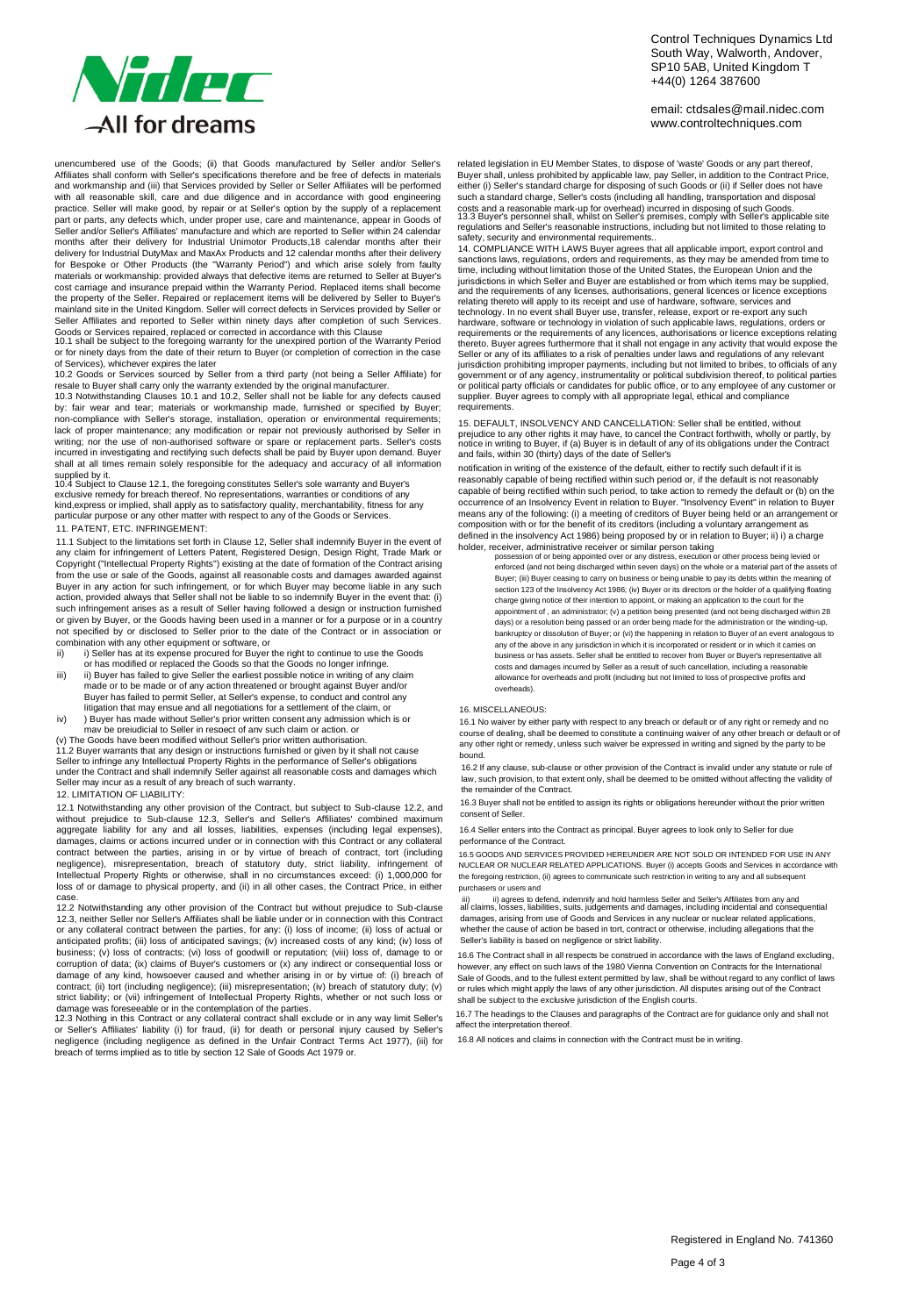unencumbered use of the Goods; (ii) that Goods manufactured by Seller and/or Seller's Affiliates shall conform with Seller's specifications therefore and be free of defects in materials and workmanship and (iii) that Services provided by Seller or Seller Affiliates will be performed with all reasonable skill, care and due diligence and in accordance with good engineering practice. Seller will make good, by repair or at Seller's option by the supply of a replacement part or parts, any defects which, under proper use, care and maintenance, appear in Goods of Seller and/or Seller's Affiliates' manufacture and which are reported to Seller within 24 calendar months after their delivery for Industrial Unimotor Products,18 calendar months after their delivery for Industrial DutyMax and MaxAx Products and 12 calendar months after their delivery for Bespoke or Other Products (the "Warranty Period") and which arise solely from faulty materials or workmanship: provided always that defective items are returned to Seller at Buyer's cost carriage and insurance prepaid within the Warranty Period. Replaced items shall become the property of the Seller. Repaired or replacement items will be delivered by Seller to Buyer's mainland site in the United Kingdom. Seller will correct defects in Services provided by Seller or Seller Affiliates and reported to Seller within ninety days after completion of such Services. Goods or Services repaired, replaced or corrected in accordance with this Clause

10.1 shall be subject to the foregoing warranty for the unexpired portion of the Warranty Period or for ninety days from the date of their return to Buyer (or completion of correction in the case of Services), whichever expires the later

10.2 Goods or Services sourced by Seller from a third party (not being a Seller Affiliate) for resale to Buyer shall carry only the warranty extended by the original manufacturer.

10.3 Notwithstanding Clauses 10.1 and 10.2, Seller shall not be liable for any defects caused by: fair wear and tear; materials or workmanship made, furnished or specified by Buyer; non-compliance with Seller's storage, installation, operation or environmental requirements; lack of proper maintenance; any modification or repair not previously authorised by Seller in writing; nor the use of non-authorised software or spare or replacement parts. Seller's costs incurred in investigating and rectifying such defects shall be paid by Buyer upon demand. Buyer shall at all times remain solely responsible for the adequacy and accuracy of all information supplied by it.

10.4 Subject to Clause 12.1, the foregoing constitutes Seller's sole warranty and Buyer's exclusive remedy for breach thereof. No representations, warranties or conditions of any kind,express or implied, shall apply as to satisfactory quality, merchantability, fitness for any particular purpose or any other matter with respect to any of the Goods or Services.

11. PATENT, ETC. INFRINGEMENT:

11.1 Subject to the limitations set forth in Clause 12, Seller shall indemnify Buyer in the event of any claim for infringement of Letters Patent, Registered Design, Design Right, Trade Mark or Copyright ("Intellectual Property Rights") existing at the date of formation of the Contract arising from the use or sale of the Goods, against all reasonable costs and damages awarded against Buyer in any action for such infringement, or for which Buyer may become liable in any such action, provided always that Seller shall not be liable to so indemnify Buyer in the event that: (i) such infringement arises as a result of Seller having followed a design or instruction furnished or given by Buyer, or the Goods having been used in a manner or for a purpose or in a country not specified by or disclosed to Seller prior to the date of the Contract or in association or combination with any other equipment or software, or

ii) i) Seller has at its expense procured for Buyer the right to continue to use the Goods or has modified or replaced the Goods so that the Goods no longer infringe.

iii) ii) Buyer has failed to give Seller the earliest possible notice in writing of any claim made or to be made or of any action threatened or brought against Buyer and/or Buyer has failed to permit Seller, at Seller's expense, to conduct and control any litigation that may ensue and all negotiations for a settlement of the claim, or

iv) ) Buyer has made without Seller's prior written consent any admission which is or may be prejudicial to Seller in respect of any such claim or action. or

(v) The Goods have been modified without Seller's prior written authorisation.

11.2 Buyer warrants that any design or instructions furnished or given by it shall not cause Seller to infringe any Intellectual Property Rights in the performance of Seller's obligations under the Contract and shall indemnify Seller against all reasonable costs and damages which Seller may incur as a result of any breach of such warranty.

12. LIMITATION OF LIABILITY:

12.1 Notwithstanding any other provision of the Contract, but subject to Sub-clause 12.2, and without prejudice to Sub-clause 12.3, Seller's and Seller's Affiliates' combined maximum aggregate liability for any and all losses, liabilities, expenses (including legal expenses), damages, claims or actions incurred under or in connection with this Contract or any collateral contract between the parties, arising in or by virtue of breach of contract, tort (including negligence), misrepresentation, breach of statutory duty, strict liability, infringement of Intellectual Property Rights or otherwise, shall in no circumstances exceed: (i) 1,000,000 for loss of or damage to physical property, and (ii) in all other cases, the Contract Price, in either case.

12.2 Notwithstanding any other provision of the Contract but without prejudice to Sub-clause 12.3, neither Seller nor Seller's Affiliates shall be liable under or in connection with this Contract or any collateral contract between the parties, for any: (i) loss of income; (ii) loss of actual or anticipated profits; (iii) loss of anticipated savings; (iv) increased costs of any kind; (iv) loss of business; (v) loss of contracts; (vi) loss of goodwill or reputation; (viii) loss of, damage to or corruption of data; (ix) claims of Buyer's customers or (x) any indirect or consequential loss or damage of any kind, howsoever caused and whether arising in or by virtue of: (i) breach of contract; (ii) tort (including negligence); (iii) misrepresentation; (iv) breach of statutory duty; (v) strict liability; or (vii) infringement of Intellectual Property Rights, whether or not such loss or damage was foreseeable or in the contemplation of the parties.

12.3 Nothing in this Contract or any collateral contract shall exclude or in any way limit Seller's or Seller's Affiliates' liability (i) for fraud, (ii) for death or personal injury caused by Seller's negligence (including negligence as defined in the Unfair Contract Terms Act 1977), (iii) for breach of terms implied as to title by section 12 Sale of Goods Act 1979 or.

related legislation in EU Member States, to dispose of 'waste' Goods or any part thereof, Buyer shall, unless prohibited by applicable law, pay Seller, in addition to the Contract Price, either (i) Seller's standard charge for disposing of such Goods or (ii) if Seller does not have such a standard charge, Seller's costs (including all handling, transportation and disposal costs and a reasonable mark-up for overhead) incurred in disposing of such Goods.

13.3 Buyer's personnel shall, whilst on Seller's premises, comply with Seller's applicable site regulations and Seller's reasonable instructions, including but not limited to those relating to safety, security and environmental requirements..

14. COMPLIANCE WITH LAWS Buyer agrees that all applicable import, export control and sanctions laws, regulations, orders and requirements, as they may be amended from time to time, including without limitation those of the United States, the European Union and the jurisdictions in which Seller and Buyer are established or from which items may be supplied, and the requirements of any licenses, authorisations, general licences or licence exceptions relating thereto will apply to its receipt and use of hardware, software, services and technology. In no event shall Buyer use, transfer, release, export or re-export any such hardware, software or technology in violation of such applicable laws, regulations, orders or requirements or the requirements of any licences, authorisations or licence exceptions relating thereto. Buyer agrees furthermore that it shall not engage in any activity that would expose the Seller or any of its affiliates to a risk of penalties under laws and regulations of any relevant jurisdiction prohibiting improper payments, including but not limited to bribes, to officials of any government or of any agency, instrumentality or political subdivision thereof, to political parties or political party officials or candidates for public office, or to any employee of any customer or supplier. Buyer agrees to comply with all appropriate legal, ethical and compliance requirements.

15. DEFAULT, INSOLVENCY AND CANCELLATION: Seller shall be entitled, without prejudice to any other rights it may have, to cancel the Contract forthwith, wholly or partly, by notice in writing to Buyer, if (a) Buyer is in default of any of its obligations under the Contract and fails, within 30 (thirty) days of the date of Seller's

notification in writing of the existence of the default, either to rectify such default if it is reasonably capable of being rectified within such period or, if the default is not reasonably capable of being rectified within such period, to take action to remedy the default or (b) on the occurrence of an Insolvency Event in relation to Buyer. "Insolvency Event" in relation to Buyer means any of the following: (i) a meeting of creditors of Buyer being held or an arrangement or composition with or for the benefit of its creditors (including a voluntary arrangement as defined in the insolvency Act 1986) being proposed by or in relation to Buyer; ii) i) a charge holder, receiver, administrative receiver or similar person taking

possession of or being appointed over or any distress, execution or other process being levied or enforced (and not being discharged within seven days) on the whole or a material part of the assets of Buyer; (iii) Buyer ceasing to carry on business or being unable to pay its debts within the meaning of section 123 of the Insolvency Act 1986; (iv) Buyer or its directors or the holder of a qualifying floating charge giving notice of their intention to appoint, or making an application to the court for the appointment of , an administrator; (v) a petition being presented (and not being discharged within 28 days) or a resolution being passed or an order being made for the administration or the winding-up, bankruptcy or dissolution of Buyer; or (vi) the happening in relation to Buyer of an event analogous to any of the above in any jurisdiction in which it is incorporated or resident or in which it carries on business or has assets. Seller shall be entitled to recover from Buyer or Buyer's representative all costs and damages incurred by Seller as a result of such cancellation, including a reasonable allowance for overheads and profit (including but not limited to loss of prospective profits and overheads).

16. MISCELLANEOUS:

16.1 No waiver by either party with respect to any breach or default or of any right or remedy and no course of dealing, shall be deemed to constitute a continuing waiver of any other breach or default or of any other right or remedy, unless such waiver be expressed in writing and signed by the party to be bound.

16.2 If any clause, sub-clause or other provision of the Contract is invalid under any statute or rule of law, such provision, to that extent only, shall be deemed to be omitted without affecting the validity of the remainder of the Contract.

16.3 Buyer shall not be entitled to assign its rights or obligations hereunder without the prior written consent of Seller.

16.4 Seller enters into the Contract as principal. Buyer agrees to look only to Seller for due performance of the Contract.

16.5 GOODS AND SERVICES PROVIDED HEREUNDER ARE NOT SOLD OR INTENDED FOR USE IN ANY NUCLEAR OR NUCLEAR RELATED APPLICATIONS. Buyer (i) accepts Goods and Services in accordance with the foregoing restriction, (ii) agrees to communicate such restriction in writing to any and all subsequent purchasers or users and

iii) ii) agrees to defend, indemnify and hold harmless Seller and Seller's Affiliates from any and all claims, losses, liabilities, suits, judgements and damages, including incidental and consequential damages, arising from use of Goods and Services in any nuclear or nuclear related applications, whether the cause of action be based in tort, contract or otherwise, including allegations that the Seller's liability is based on negligence or strict liability.

16.6 The Contract shall in all respects be construed in accordance with the laws of England excluding, however, any effect on such laws of the 1980 Vienna Convention on Contracts for the International Sale of Goods, and to the fullest extent permitted by law, shall be without regard to any conflict of laws or rules which might apply the laws of any other jurisdiction. All disputes arising out of the Contract shall be subject to the exclusive jurisdiction of the English courts.

16.7 The headings to the Clauses and paragraphs of the Contract are for guidance only and shall not affect the interpretation thereof.

16.8 All notices and claims in connection with the Contract must be in writing.